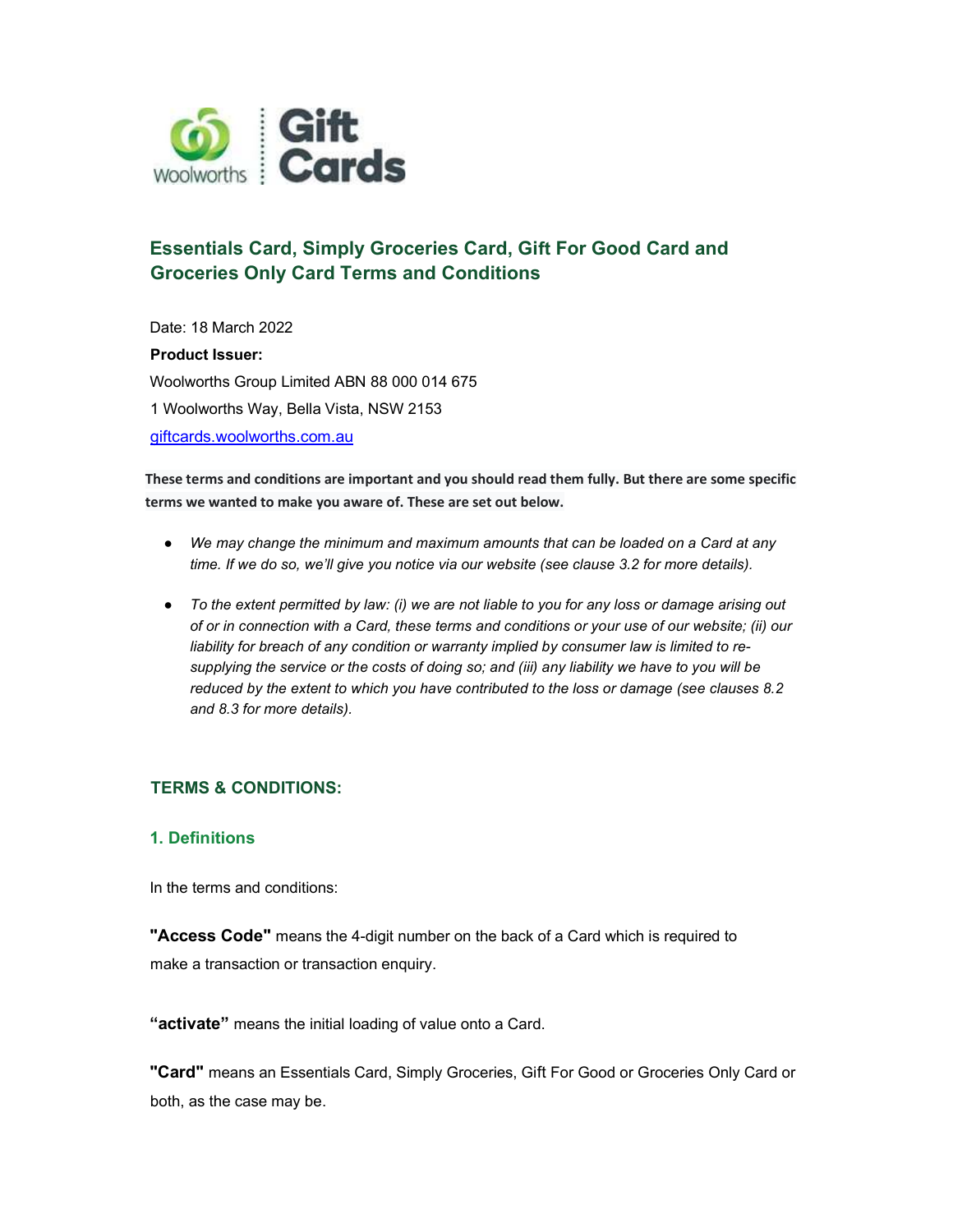# Essentials Card, Simply Groceries Card, Gift For Good Card and Groceries Only Card Terms and Conditions

Date: 18 March 2022

**Product Issuer:**

Woolworths Group Limited ABN 88 000 014 675

1 Woolworths Way, Bella Vista, NSW 2153

giftcards.woolworths.com.au

**These terms and conditions are important and you should read them fully. But there are some specific terms we wanted to make you aware of. These are set out below.**

- *We may change the minimum and maximum amounts that can be loaded on a Card at any time. If we do so, we'll give you notice via our website (see clause 3.2 for more details).*
- *To the extent permitted by law: (i) we are not liable to you for any loss or damage arising out of or in connection with a Card, these terms and conditions or your use of our website; (ii) our liability for breach of any condition or warranty implied by consumer law is limited to re-supplying the service or the costs of doing so; and (iii) any liability we have to you will be reduced by the extent to which you have contributed to the loss or damage (see clauses 8.2 and 8.3 for more details).*

## TERMS & CONDITIONS:

### 1. Definitions

In the terms and conditions:

**"Access Code"** means the 4-digit number on the back of a Card which is required to make a transaction or transaction enquiry.

**"activate"** means the initial loading of value onto a Card.

**"Card"** means an Essentials Card, Simply Groceries, Gift For Good or Groceries Only Card or both, as the case may be.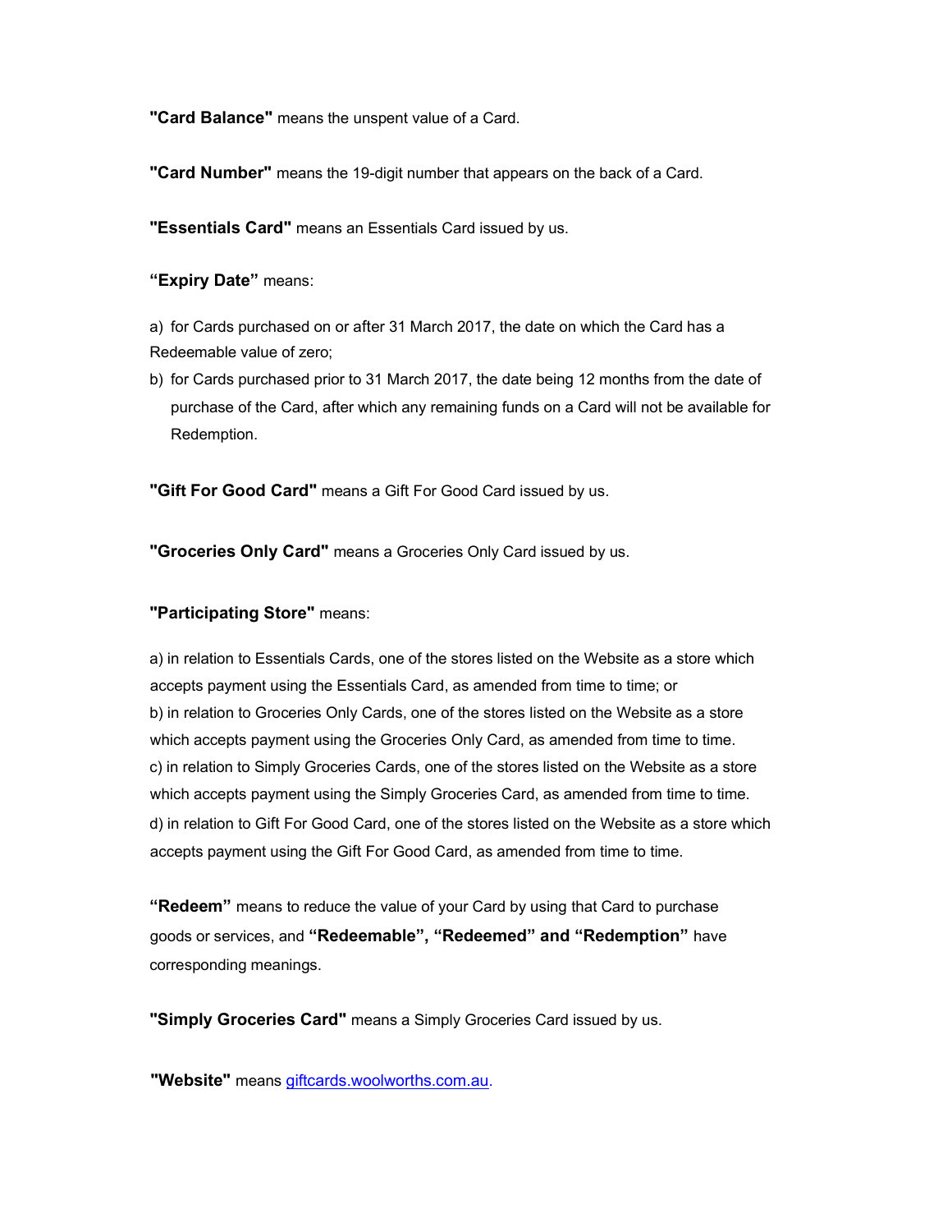**"Card Balance"** means the unspent value of a Card.

**"Card Number"** means the 19-digit number that appears on the back of a Card.

**"Essentials Card"** means an Essentials Card issued by us.

**"Expiry Date"** means:

a) for Cards purchased on or after 31 March 2017, the date on which the Card has a Redeemable value of zero;

b) for Cards purchased prior to 31 March 2017, the date being 12 months from the date of purchase of the Card, after which any remaining funds on a Card will not be available for Redemption.

**"Gift For Good Card"** means a Gift For Good Card issued by us.

**"Groceries Only Card"** means a Groceries Only Card issued by us.

**"Participating Store"** means:

a) in relation to Essentials Cards, one of the stores listed on the Website as a store which accepts payment using the Essentials Card, as amended from time to time; or
b) in relation to Groceries Only Cards, one of the stores listed on the Website as a store which accepts payment using the Groceries Only Card, as amended from time to time.
c) in relation to Simply Groceries Cards, one of the stores listed on the Website as a store which accepts payment using the Simply Groceries Card, as amended from time to time.
d) in relation to Gift For Good Card, one of the stores listed on the Website as a store which accepts payment using the Gift For Good Card, as amended from time to time.

**"Redeem"** means to reduce the value of your Card by using that Card to purchase goods or services, and **"Redeemable", "Redeemed" and "Redemption"** have corresponding meanings.

**"Simply Groceries Card"** means a Simply Groceries Card issued by us.

**"Website"** means [giftcards.woolworths.com.au](giftcards.woolworths.com.au).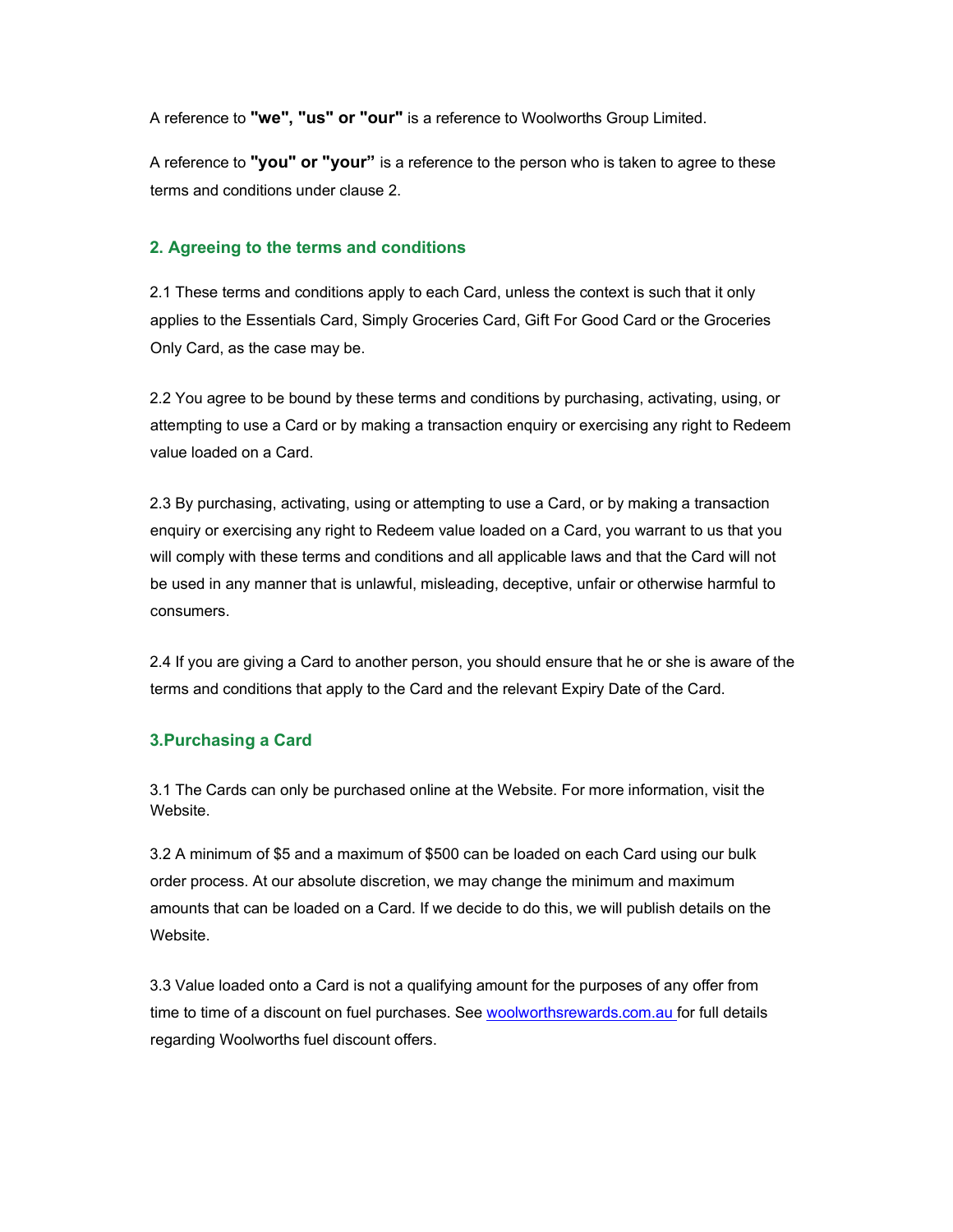A reference to **"we", "us" or "our"** is a reference to Woolworths Group Limited.

A reference to **"you" or "your"** is a reference to the person who is taken to agree to these terms and conditions under clause 2.

## 2. Agreeing to the terms and conditions

2.1 These terms and conditions apply to each Card, unless the context is such that it only applies to the Essentials Card, Simply Groceries Card, Gift For Good Card or the Groceries Only Card, as the case may be.

2.2 You agree to be bound by these terms and conditions by purchasing, activating, using, or attempting to use a Card or by making a transaction enquiry or exercising any right to Redeem value loaded on a Card.

2.3 By purchasing, activating, using or attempting to use a Card, or by making a transaction enquiry or exercising any right to Redeem value loaded on a Card, you warrant to us that you will comply with these terms and conditions and all applicable laws and that the Card will not be used in any manner that is unlawful, misleading, deceptive, unfair or otherwise harmful to consumers.

2.4 If you are giving a Card to another person, you should ensure that he or she is aware of the terms and conditions that apply to the Card and the relevant Expiry Date of the Card.

## 3.Purchasing a Card

3.1 The Cards can only be purchased online at the Website. For more information, visit the Website.

3.2 A minimum of $5 and a maximum of $500 can be loaded on each Card using our bulk order process. At our absolute discretion, we may change the minimum and maximum amounts that can be loaded on a Card. If we decide to do this, we will publish details on the Website.

3.3 Value loaded onto a Card is not a qualifying amount for the purposes of any offer from time to time of a discount on fuel purchases. See [woolworthsrewards.com.au](woolworthsrewards.com.au) for full details regarding Woolworths fuel discount offers.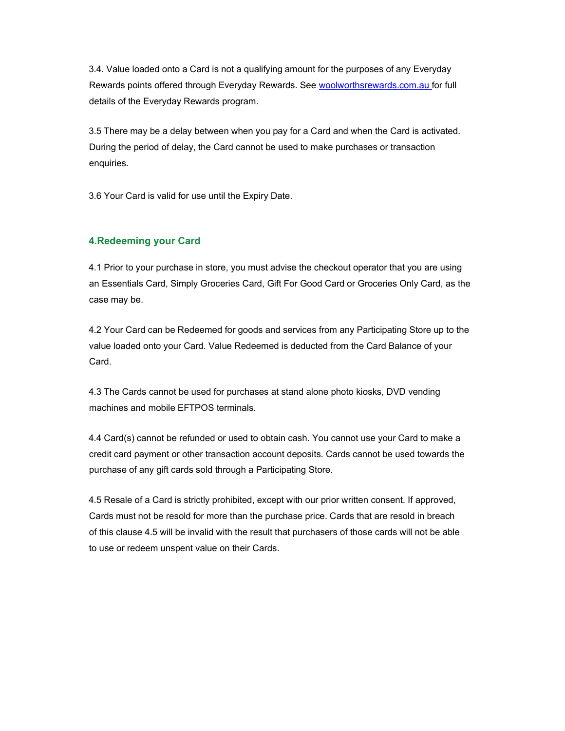3.4. Value loaded onto a Card is not a qualifying amount for the purposes of any Everyday Rewards points offered through Everyday Rewards. See [woolworthsrewards.com.au](woolworthsrewards.com.au) for full details of the Everyday Rewards program.

3.5 There may be a delay between when you pay for a Card and when the Card is activated. During the period of delay, the Card cannot be used to make purchases or transaction enquiries.

3.6 Your Card is valid for use until the Expiry Date.

## 4.Redeeming your Card

4.1 Prior to your purchase in store, you must advise the checkout operator that you are using an Essentials Card, Simply Groceries Card, Gift For Good Card or Groceries Only Card, as the case may be.

4.2 Your Card can be Redeemed for goods and services from any Participating Store up to the value loaded onto your Card. Value Redeemed is deducted from the Card Balance of your Card.

4.3 The Cards cannot be used for purchases at stand alone photo kiosks, DVD vending machines and mobile EFTPOS terminals.

4.4 Card(s) cannot be refunded or used to obtain cash. You cannot use your Card to make a credit card payment or other transaction account deposits. Cards cannot be used towards the purchase of any gift cards sold through a Participating Store.

4.5 Resale of a Card is strictly prohibited, except with our prior written consent. If approved, Cards must not be resold for more than the purchase price. Cards that are resold in breach of this clause 4.5 will be invalid with the result that purchasers of those cards will not be able to use or redeem unspent value on their Cards.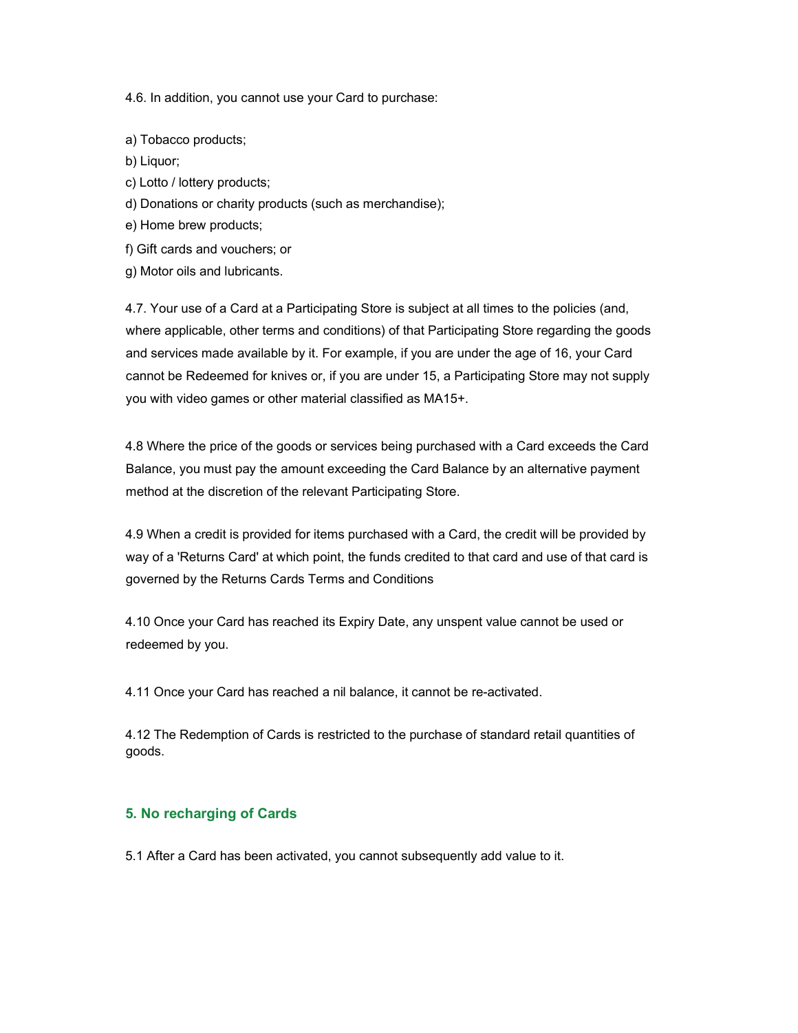4.6. In addition, you cannot use your Card to purchase:

a) Tobacco products;

b) Liquor;

c) Lotto / lottery products;

d) Donations or charity products (such as merchandise);

e) Home brew products;

f) Gift cards and vouchers; or

g) Motor oils and lubricants.

4.7. Your use of a Card at a Participating Store is subject at all times to the policies (and, where applicable, other terms and conditions) of that Participating Store regarding the goods and services made available by it. For example, if you are under the age of 16, your Card cannot be Redeemed for knives or, if you are under 15, a Participating Store may not supply you with video games or other material classified as MA15+.

4.8 Where the price of the goods or services being purchased with a Card exceeds the Card Balance, you must pay the amount exceeding the Card Balance by an alternative payment method at the discretion of the relevant Participating Store.

4.9 When a credit is provided for items purchased with a Card, the credit will be provided by way of a 'Returns Card' at which point, the funds credited to that card and use of that card is governed by the Returns Cards Terms and Conditions

4.10 Once your Card has reached its Expiry Date, any unspent value cannot be used or redeemed by you.

4.11 Once your Card has reached a nil balance, it cannot be re-activated.

4.12 The Redemption of Cards is restricted to the purchase of standard retail quantities of goods.

## 5. No recharging of Cards

5.1 After a Card has been activated, you cannot subsequently add value to it.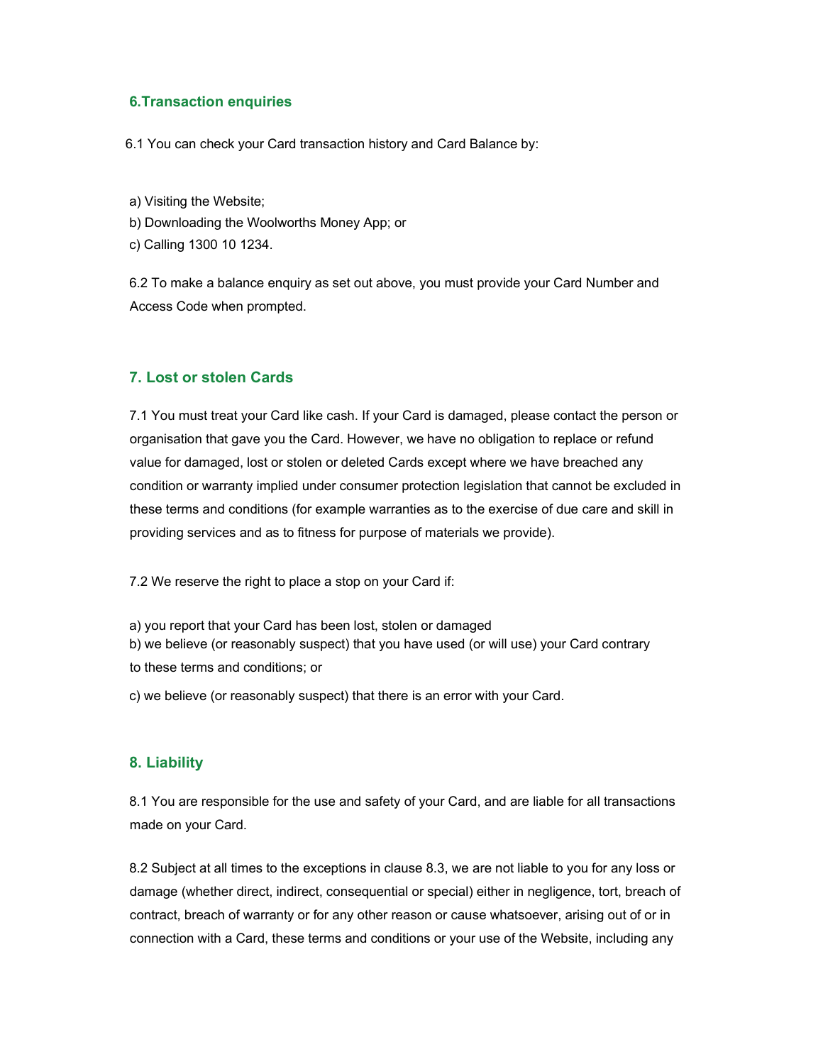## 6.Transaction enquiries

6.1 You can check your Card transaction history and Card Balance by:

a) Visiting the Website;
b) Downloading the Woolworths Money App; or
c) Calling 1300 10 1234.

6.2 To make a balance enquiry as set out above, you must provide your Card Number and Access Code when prompted.

## 7. Lost or stolen Cards

7.1 You must treat your Card like cash. If your Card is damaged, please contact the person or organisation that gave you the Card. However, we have no obligation to replace or refund value for damaged, lost or stolen or deleted Cards except where we have breached any condition or warranty implied under consumer protection legislation that cannot be excluded in these terms and conditions (for example warranties as to the exercise of due care and skill in providing services and as to fitness for purpose of materials we provide).

7.2 We reserve the right to place a stop on your Card if:

a) you report that your Card has been lost, stolen or damaged
b) we believe (or reasonably suspect) that you have used (or will use) your Card contrary to these terms and conditions; or
c) we believe (or reasonably suspect) that there is an error with your Card.

## 8. Liability

8.1 You are responsible for the use and safety of your Card, and are liable for all transactions made on your Card.

8.2 Subject at all times to the exceptions in clause 8.3, we are not liable to you for any loss or damage (whether direct, indirect, consequential or special) either in negligence, tort, breach of contract, breach of warranty or for any other reason or cause whatsoever, arising out of or in connection with a Card, these terms and conditions or your use of the Website, including any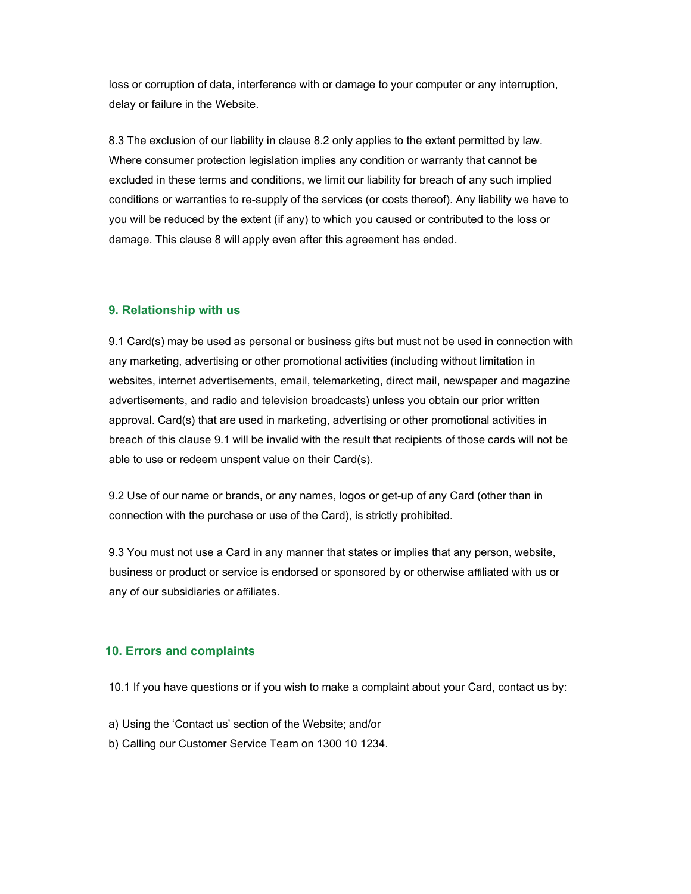loss or corruption of data, interference with or damage to your computer or any interruption, delay or failure in the Website.

8.3 The exclusion of our liability in clause 8.2 only applies to the extent permitted by law. Where consumer protection legislation implies any condition or warranty that cannot be excluded in these terms and conditions, we limit our liability for breach of any such implied conditions or warranties to re-supply of the services (or costs thereof). Any liability we have to you will be reduced by the extent (if any) to which you caused or contributed to the loss or damage. This clause 8 will apply even after this agreement has ended.

## 9. Relationship with us

9.1 Card(s) may be used as personal or business gifts but must not be used in connection with any marketing, advertising or other promotional activities (including without limitation in websites, internet advertisements, email, telemarketing, direct mail, newspaper and magazine advertisements, and radio and television broadcasts) unless you obtain our prior written approval. Card(s) that are used in marketing, advertising or other promotional activities in breach of this clause 9.1 will be invalid with the result that recipients of those cards will not be able to use or redeem unspent value on their Card(s).

9.2 Use of our name or brands, or any names, logos or get-up of any Card (other than in connection with the purchase or use of the Card), is strictly prohibited.

9.3 You must not use a Card in any manner that states or implies that any person, website, business or product or service is endorsed or sponsored by or otherwise affiliated with us or any of our subsidiaries or affiliates.

## 10. Errors and complaints

10.1 If you have questions or if you wish to make a complaint about your Card, contact us by:

a) Using the 'Contact us' section of the Website; and/or
b) Calling our Customer Service Team on 1300 10 1234.